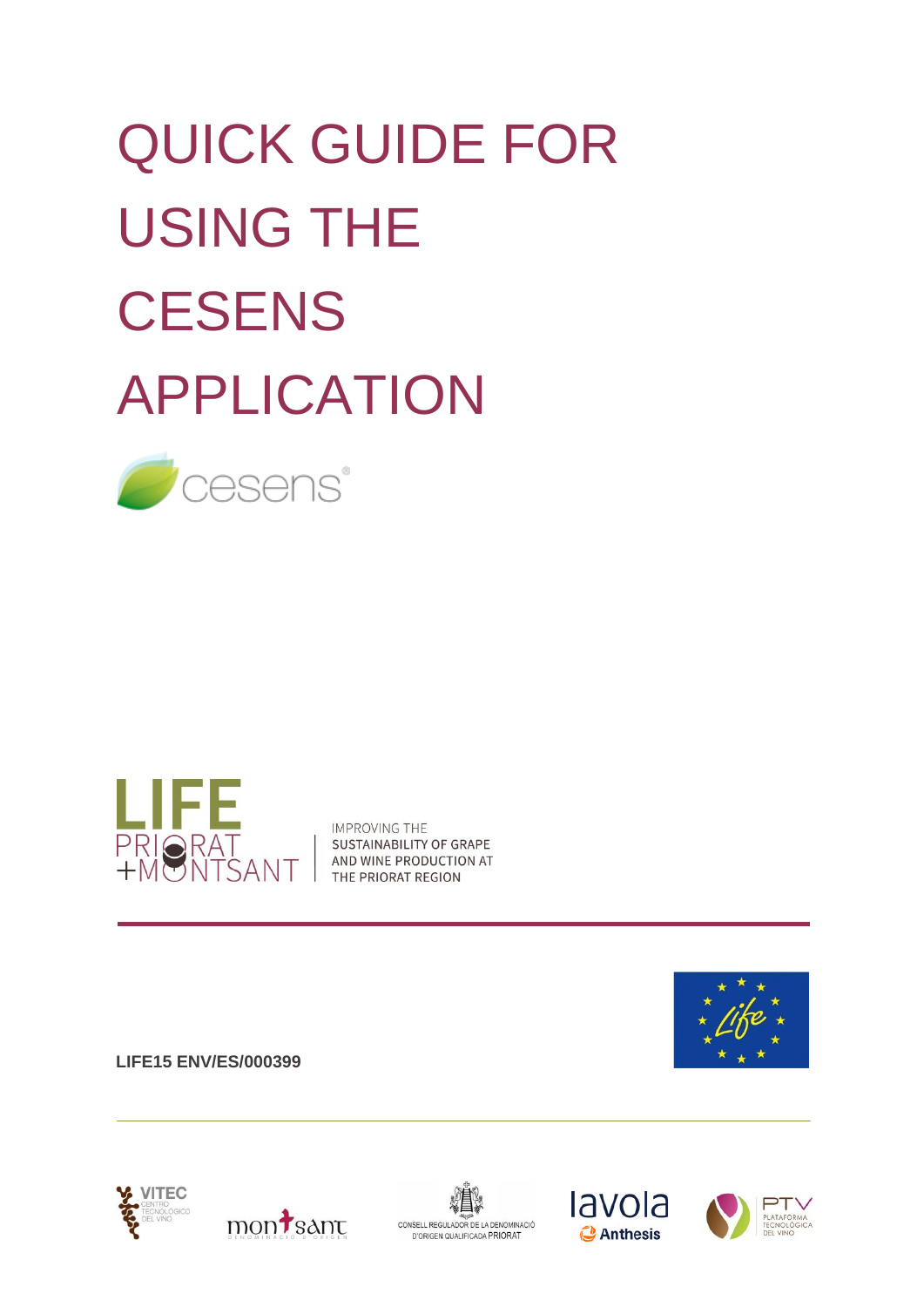# QUICK GUIDE FOR USING THE CESENS APPLICATION

cesens®

LIFE PRIORAT +MONTSANT

IMPROVING THE SUSTAINABILITY OF GRAPE AND WINE PRODUCTION AT THE PRIORAT REGION

**LIFE15 ENV/ES/000399**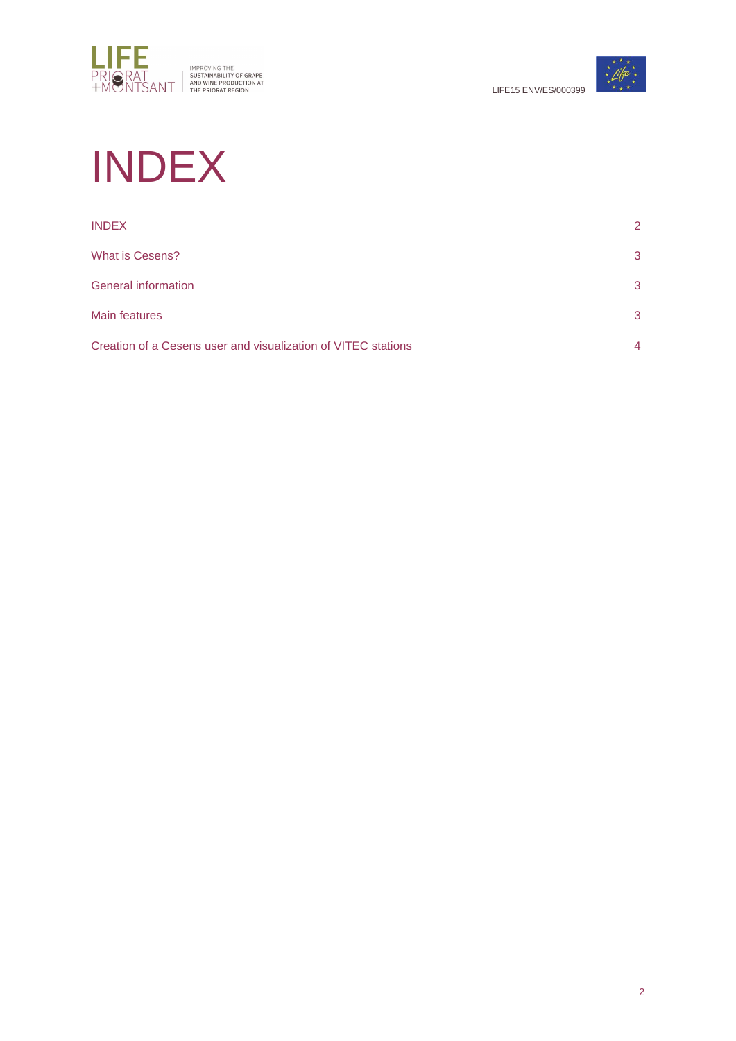# INDEX

| | |
|---|---|
| INDEX | 2 |
| What is Cesens? | 3 |
| General information | 3 |
| Main features | 3 |
| Creation of a Cesens user and visualization of VITEC stations | 4 |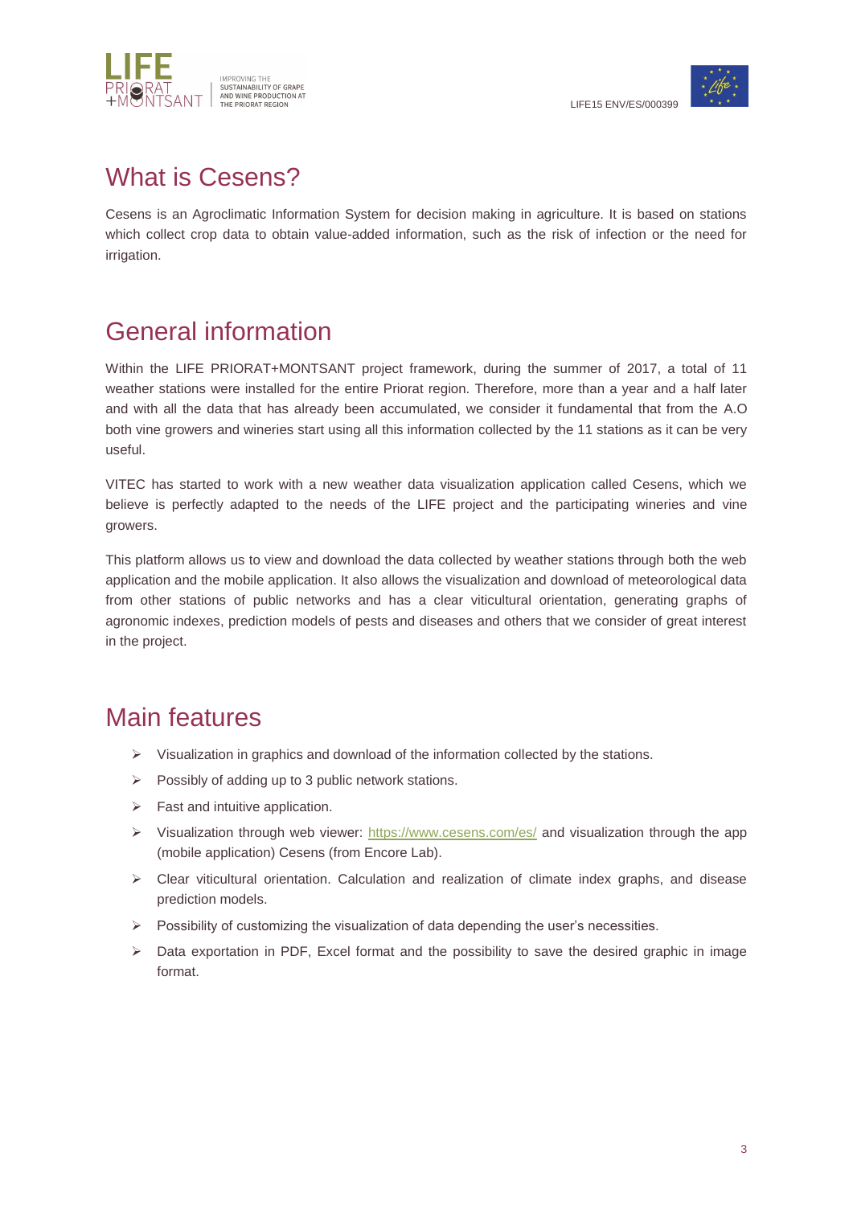# What is Cesens?

Cesens is an Agroclimatic Information System for decision making in agriculture. It is based on stations which collect crop data to obtain value-added information, such as the risk of infection or the need for irrigation.

# General information

Within the LIFE PRIORAT+MONTSANT project framework, during the summer of 2017, a total of 11 weather stations were installed for the entire Priorat region. Therefore, more than a year and a half later and with all the data that has already been accumulated, we consider it fundamental that from the A.O both vine growers and wineries start using all this information collected by the 11 stations as it can be very useful.

VITEC has started to work with a new weather data visualization application called Cesens, which we believe is perfectly adapted to the needs of the LIFE project and the participating wineries and vine growers.

This platform allows us to view and download the data collected by weather stations through both the web application and the mobile application. It also allows the visualization and download of meteorological data from other stations of public networks and has a clear viticultural orientation, generating graphs of agronomic indexes, prediction models of pests and diseases and others that we consider of great interest in the project.

# Main features

- Visualization in graphics and download of the information collected by the stations.
- Possibly of adding up to 3 public network stations.
- Fast and intuitive application.
- Visualization through web viewer: https://www.cesens.com/es/ and visualization through the app (mobile application) Cesens (from Encore Lab).
- Clear viticultural orientation. Calculation and realization of climate index graphs, and disease prediction models.
- Possibility of customizing the visualization of data depending the user's necessities.
- Data exportation in PDF, Excel format and the possibility to save the desired graphic in image format.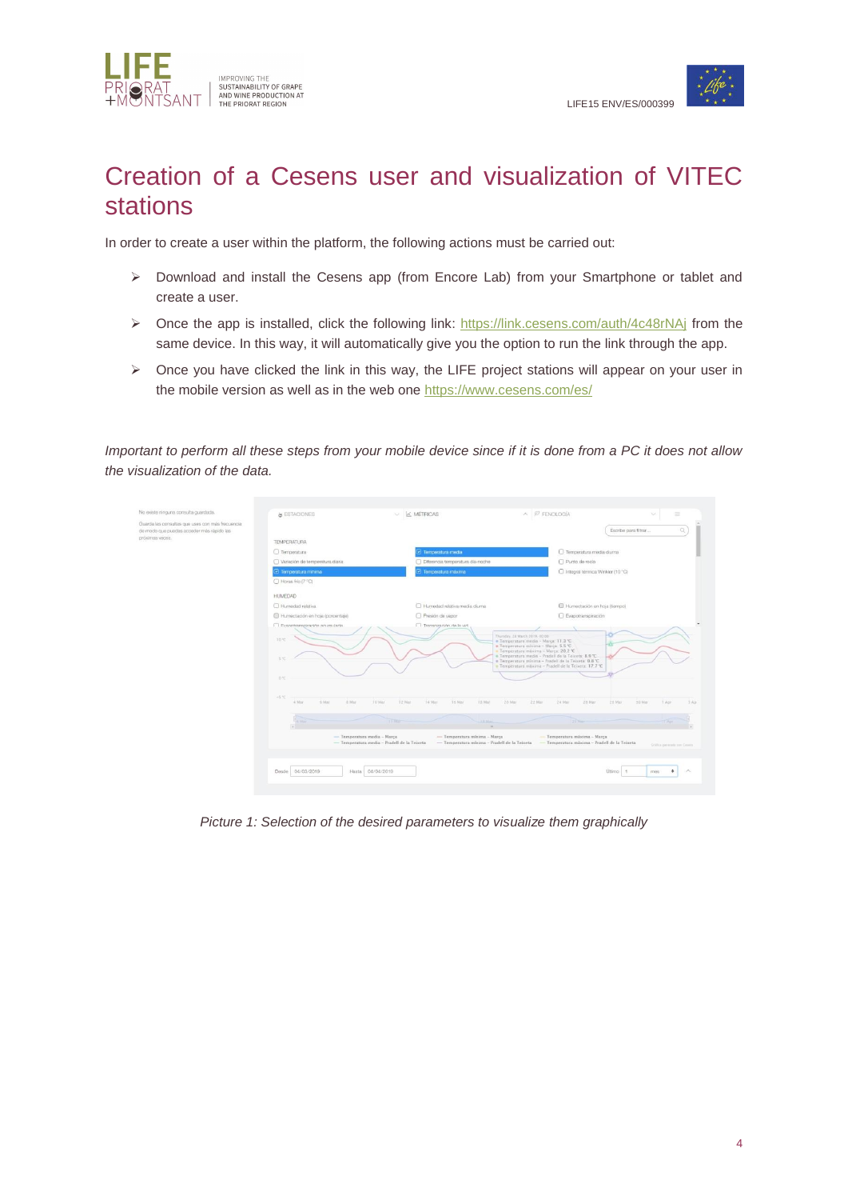# Creation of a Cesens user and visualization of VITEC stations

In order to create a user within the platform, the following actions must be carried out:

- Download and install the Cesens app (from Encore Lab) from your Smartphone or tablet and create a user.
- Once the app is installed, click the following link: https://link.cesens.com/auth/4c48rNAj from the same device. In this way, it will automatically give you the option to run the link through the app.
- Once you have clicked the link in this way, the LIFE project stations will appear on your user in the mobile version as well as in the web one https://www.cesens.com/es/

*Important to perform all these steps from your mobile device since if it is done from a PC it does not allow the visualization of the data.*

*Picture 1: Selection of the desired parameters to visualize them graphically*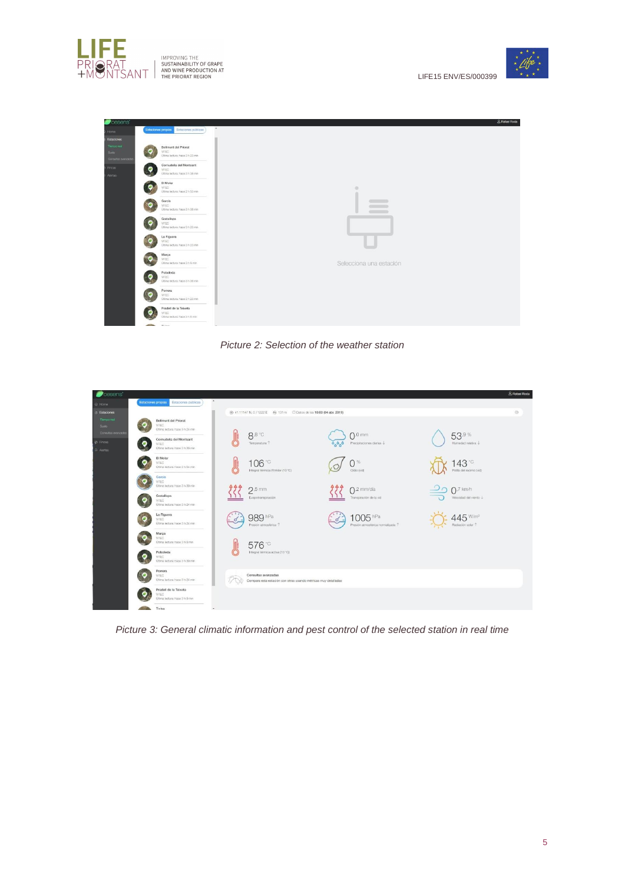*Picture 2: Selection of the weather station*

*Picture 3: General climatic information and pest control of the selected station in real time*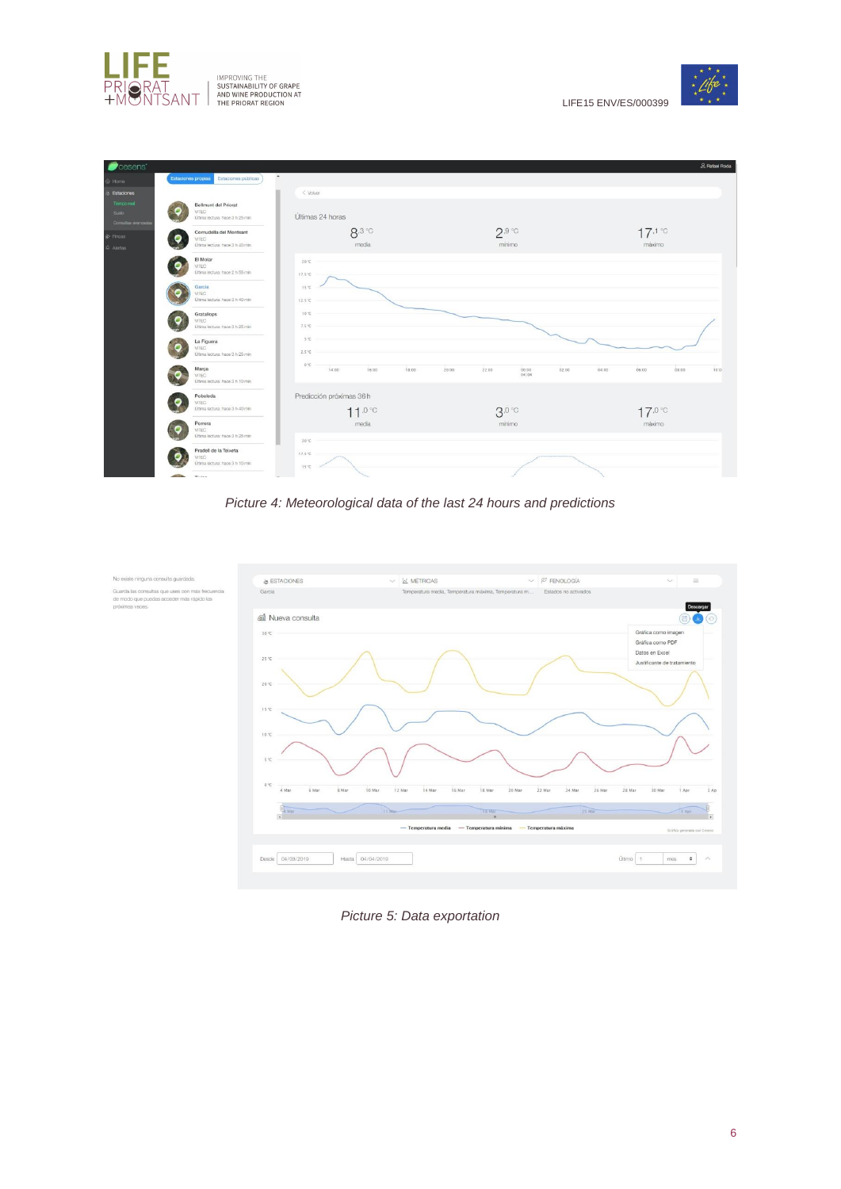Picture 4: Meteorological data of the last 24 hours and predictions

Picture 5: Data exportation